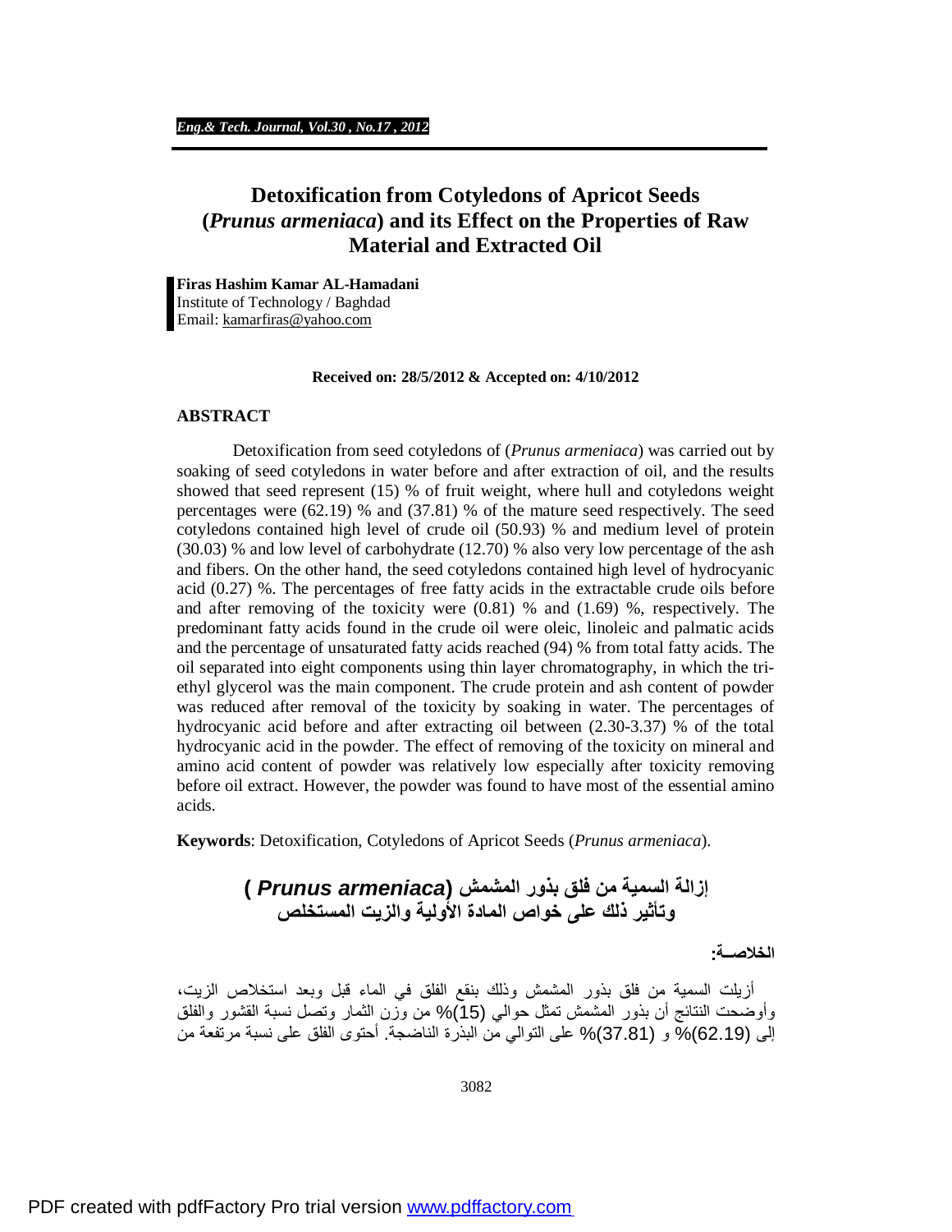# Detoxification from Cotyledons of Apricot Seeds (*Prunus armeniaca*) and its Effect on the Properties of Raw Material and Extracted Oil

**Firas Hashim Kamar AL-Hamadani**
Institute of Technology / Baghdad
Email: kamarfiras@yahoo.com

**Received on: 28/5/2012 & Accepted on: 4/10/2012**

## ABSTRACT

Detoxification from seed cotyledons of (*Prunus armeniaca*) was carried out by soaking of seed cotyledons in water before and after extraction of oil, and the results showed that seed represent (15) % of fruit weight, where hull and cotyledons weight percentages were (62.19) % and (37.81) % of the mature seed respectively. The seed cotyledons contained high level of crude oil (50.93) % and medium level of protein (30.03) % and low level of carbohydrate (12.70) % also very low percentage of the ash and fibers. On the other hand, the seed cotyledons contained high level of hydrocyanic acid (0.27) %. The percentages of free fatty acids in the extractable crude oils before and after removing of the toxicity were (0.81) % and (1.69) %, respectively. The predominant fatty acids found in the crude oil were oleic, linoleic and palmatic acids and the percentage of unsaturated fatty acids reached (94) % from total fatty acids. The oil separated into eight components using thin layer chromatography, in which the tri-ethyl glycerol was the main component. The crude protein and ash content of powder was reduced after removal of the toxicity by soaking in water. The percentages of hydrocyanic acid before and after extracting oil between (2.30-3.37) % of the total hydrocyanic acid in the powder. The effect of removing of the toxicity on mineral and amino acid content of powder was relatively low especially after toxicity removing before oil extract. However, the powder was found to have most of the essential amino acids.

**Keywords**: Detoxification, Cotyledons of Apricot Seeds (*Prunus armeniaca*).

## إزالة السمية من فلق بذور المشمش (*Prunus armeniaca*) وتأثير ذلك على خواص المادة الأولية والزيت المستخلص

**الخلاصــة:**

أزيلت السمية من فلق بذور المشمش وذلك بنقع الفلق في الماء قبل وبعد استخلاص الزيت، وأوضحت النتائج أن بذور المشمش تمثل حوالي (15)% من وزن الثمار وتصل نسبة القشور والفلق إلى (62.19)% و (37.81)% على التوالي من البذرة الناضجة. أحتوى الفلق على نسبة مرتفعة من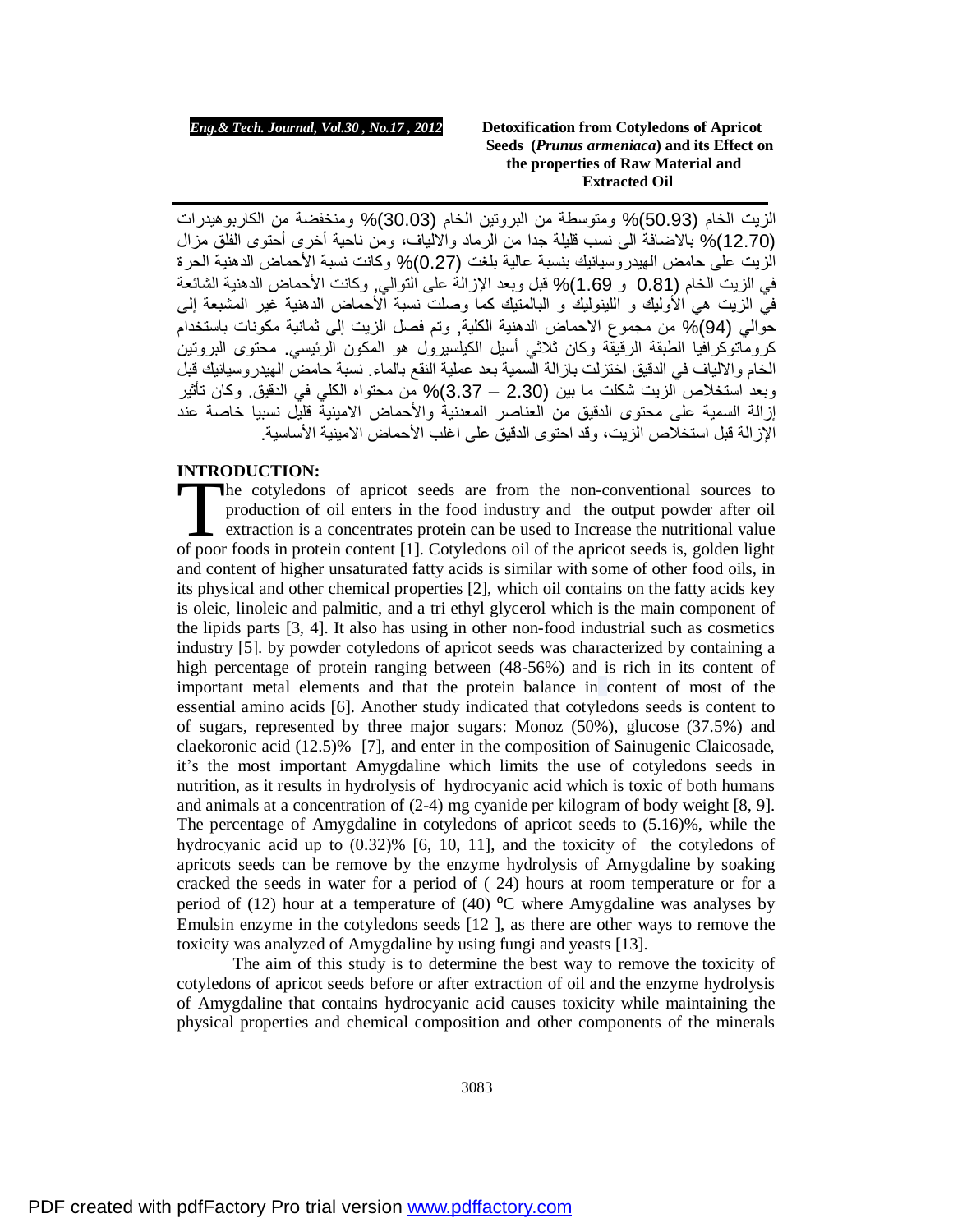الزيت الخام (50.93)% ومتوسطة من البروتين الخام (30.03)% ومنخفضة من الكاربوهيدرات (12.70)% بالاضافة الى نسب قليلة جدا من الرماد والالياف، ومن ناحية أخرى أحتوى الفلق مزال الزيت على حامض الهيدروسيانيك بنسبة عالية بلغت (0.27)% وكانت نسبة الأحماض الدهنية الحرة في الزيت الخام (0.81 و 1.69)% قبل وبعد الإزالة على التوالي, وكانت الأحماض الدهنية الشائعة في الزيت هي الأوليك و اللينوليك و البالمتيك كما وصلت نسبة الأحماض الدهنية غير المشبعة إلى حوالي (94)% من مجموع الاحماض الدهنية الكلية, وتم فصل الزيت إلى ثمانية مكونات باستخدام كروماتوكرافيا الطبقة الرقيقة وكان ثلاثي أسيل الكليسيرول هو المكون الرئيسي. محتوى البروتين الخام والالياف في الدقيق اختزلت بازالة السمية بعد عملية النقع بالماء. نسبة حامض الهيدروسيانيك قبل وبعد استخلاص الزيت شكلت ما بين (2.30 – 3.37)% من محتواه الكلي في الدقيق. وكان تأثير إزالة السمية على محتوى الدقيق من العناصر المعدنية والأحماض الامينية قليل نسبيا خاصة عند الإزالة قبل استخلاص الزيت، وقد احتوى الدقيق على اغلب الأحماض الامينية الأساسية.

## INTRODUCTION:

The cotyledons of apricot seeds are from the non-conventional sources to production of oil enters in the food industry and the output powder after oil extraction is a concentrates protein can be used to Increase the nutritional value of poor foods in protein content [1]. Cotyledons oil of the apricot seeds is, golden light and content of higher unsaturated fatty acids is similar with some of other food oils, in its physical and other chemical properties [2], which oil contains on the fatty acids key is oleic, linoleic and palmitic, and a tri ethyl glycerol which is the main component of the lipids parts [3, 4]. It also has using in other non-food industrial such as cosmetics industry [5]. by powder cotyledons of apricot seeds was characterized by containing a high percentage of protein ranging between (48-56%) and is rich in its content of important metal elements and that the protein balance in content of most of the essential amino acids [6]. Another study indicated that cotyledons seeds is content to of sugars, represented by three major sugars: Monoz (50%), glucose (37.5%) and claekoronic acid (12.5%) [7], and enter in the composition of Sainugenic Claicosade, it's the most important Amygdaline which limits the use of cotyledons seeds in nutrition, as it results in hydrolysis of hydrocyanic acid which is toxic of both humans and animals at a concentration of (2-4) mg cyanide per kilogram of body weight [8, 9]. The percentage of Amygdaline in cotyledons of apricot seeds to (5.16)%, while the hydrocyanic acid up to (0.32)% [6, 10, 11], and the toxicity of the cotyledons of apricots seeds can be remove by the enzyme hydrolysis of Amygdaline by soaking cracked the seeds in water for a period of ( 24) hours at room temperature or for a period of (12) hour at a temperature of (40) ºC where Amygdaline was analyses by Emulsin enzyme in the cotyledons seeds [12 ], as there are other ways to remove the toxicity was analyzed of Amygdaline by using fungi and yeasts [13].

The aim of this study is to determine the best way to remove the toxicity of cotyledons of apricot seeds before or after extraction of oil and the enzyme hydrolysis of Amygdaline that contains hydrocyanic acid causes toxicity while maintaining the physical properties and chemical composition and other components of the minerals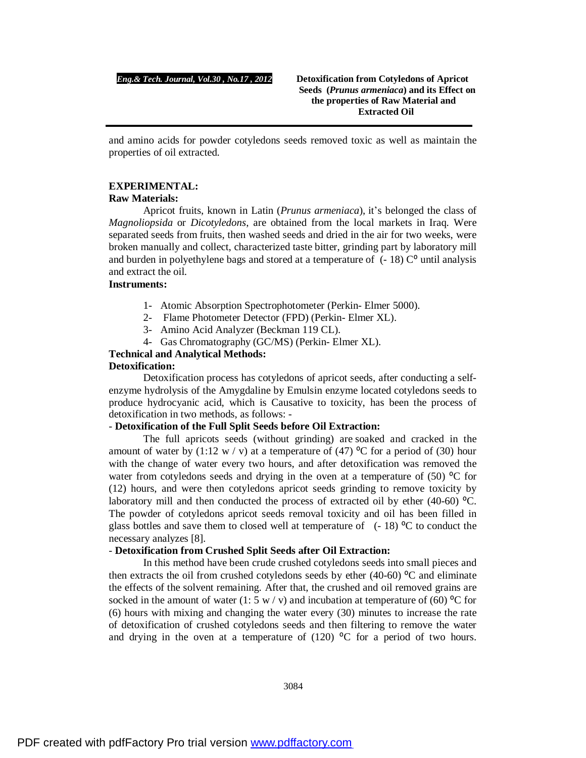and amino acids for powder cotyledons seeds removed toxic as well as maintain the properties of oil extracted.

## EXPERIMENTAL:

### Raw Materials:

Apricot fruits, known in Latin (*Prunus armeniaca*), it's belonged the class of *Magnoliopsida* or *Dicotyledons*, are obtained from the local markets in Iraq. Were separated seeds from fruits, then washed seeds and dried in the air for two weeks, were broken manually and collect, characterized taste bitter, grinding part by laboratory mill and burden in polyethylene bags and stored at a temperature of (- 18) C° until analysis and extract the oil.

### Instruments:

1- Atomic Absorption Spectrophotometer (Perkin- Elmer 5000).
2- Flame Photometer Detector (FPD) (Perkin- Elmer XL).
3- Amino Acid Analyzer (Beckman 119 CL).
4- Gas Chromatography (GC/MS) (Perkin- Elmer XL).

### Technical and Analytical Methods:

### Detoxification:

Detoxification process has cotyledons of apricot seeds, after conducting a self-enzyme hydrolysis of the Amygdaline by Emulsin enzyme located cotyledons seeds to produce hydrocyanic acid, which is Causative to toxicity, has been the process of detoxification in two methods, as follows: -

- **Detoxification of the Full Split Seeds before Oil Extraction:**

The full apricots seeds (without grinding) are soaked and cracked in the amount of water by (1:12 w / v) at a temperature of (47) °C for a period of (30) hour with the change of water every two hours, and after detoxification was removed the water from cotyledons seeds and drying in the oven at a temperature of (50) °C for (12) hours, and were then cotyledons apricot seeds grinding to remove toxicity by laboratory mill and then conducted the process of extracted oil by ether (40-60) °C. The powder of cotyledons apricot seeds removal toxicity and oil has been filled in glass bottles and save them to closed well at temperature of (- 18) °C to conduct the necessary analyzes [8].

- **Detoxification from Crushed Split Seeds after Oil Extraction:**

In this method have been crude crushed cotyledons seeds into small pieces and then extracts the oil from crushed cotyledons seeds by ether (40-60) °C and eliminate the effects of the solvent remaining. After that, the crushed and oil removed grains are socked in the amount of water (1: 5 w / v) and incubation at temperature of (60) °C for (6) hours with mixing and changing the water every (30) minutes to increase the rate of detoxification of crushed cotyledons seeds and then filtering to remove the water and drying in the oven at a temperature of (120) °C for a period of two hours.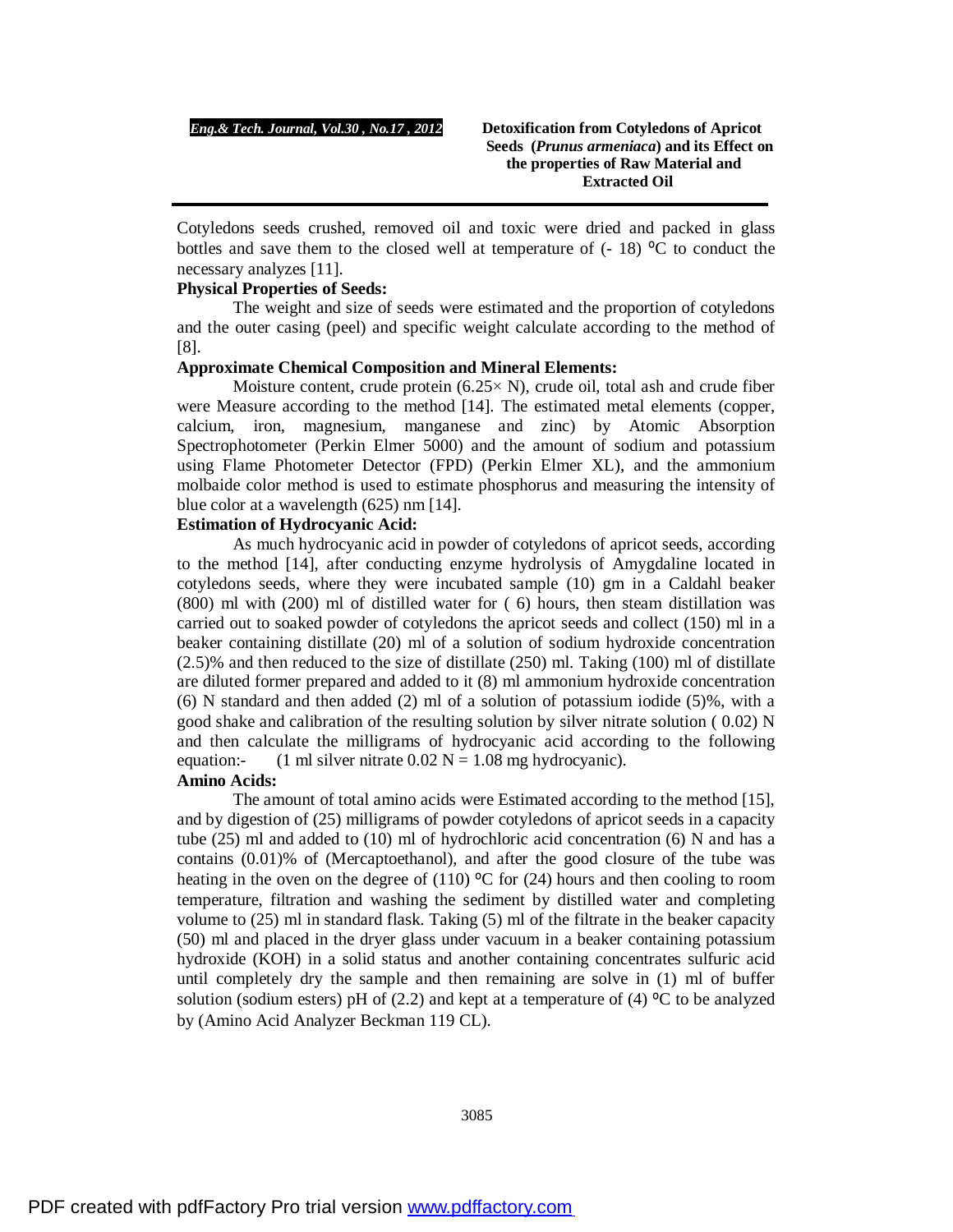Cotyledons seeds crushed, removed oil and toxic were dried and packed in glass bottles and save them to the closed well at temperature of (- 18) °C to conduct the necessary analyzes [11].

**Physical Properties of Seeds:**

The weight and size of seeds were estimated and the proportion of cotyledons and the outer casing (peel) and specific weight calculate according to the method of [8].

**Approximate Chemical Composition and Mineral Elements:**

Moisture content, crude protein (6.25× N), crude oil, total ash and crude fiber were Measure according to the method [14]. The estimated metal elements (copper, calcium, iron, magnesium, manganese and zinc) by Atomic Absorption Spectrophotometer (Perkin Elmer 5000) and the amount of sodium and potassium using Flame Photometer Detector (FPD) (Perkin Elmer XL), and the ammonium molbaide color method is used to estimate phosphorus and measuring the intensity of blue color at a wavelength (625) nm [14].

**Estimation of Hydrocyanic Acid:**

As much hydrocyanic acid in powder of cotyledons of apricot seeds, according to the method [14], after conducting enzyme hydrolysis of Amygdaline located in cotyledons seeds, where they were incubated sample (10) gm in a Caldahl beaker (800) ml with (200) ml of distilled water for ( 6) hours, then steam distillation was carried out to soaked powder of cotyledons the apricot seeds and collect (150) ml in a beaker containing distillate (20) ml of a solution of sodium hydroxide concentration (2.5)% and then reduced to the size of distillate (250) ml. Taking (100) ml of distillate are diluted former prepared and added to it (8) ml ammonium hydroxide concentration (6) N standard and then added (2) ml of a solution of potassium iodide (5)%, with a good shake and calibration of the resulting solution by silver nitrate solution ( 0.02) N and then calculate the milligrams of hydrocyanic acid according to the following equation:- (1 ml silver nitrate 0.02 N = 1.08 mg hydrocyanic).

**Amino Acids:**

The amount of total amino acids were Estimated according to the method [15], and by digestion of (25) milligrams of powder cotyledons of apricot seeds in a capacity tube (25) ml and added to (10) ml of hydrochloric acid concentration (6) N and has a contains (0.01)% of (Mercaptoethanol), and after the good closure of the tube was heating in the oven on the degree of (110) °C for (24) hours and then cooling to room temperature, filtration and washing the sediment by distilled water and completing volume to (25) ml in standard flask. Taking (5) ml of the filtrate in the beaker capacity (50) ml and placed in the dryer glass under vacuum in a beaker containing potassium hydroxide (KOH) in a solid status and another containing concentrates sulfuric acid until completely dry the sample and then remaining are solve in (1) ml of buffer solution (sodium esters) pH of (2.2) and kept at a temperature of (4) °C to be analyzed by (Amino Acid Analyzer Beckman 119 CL).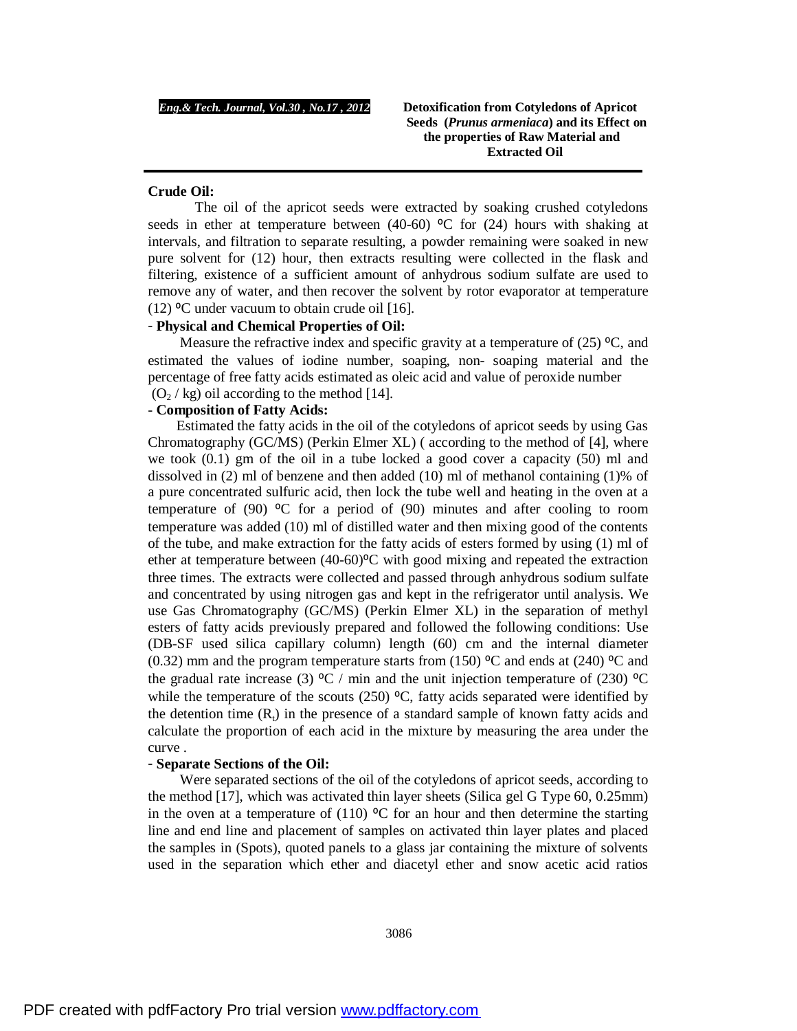**Crude Oil:**

The oil of the apricot seeds were extracted by soaking crushed cotyledons seeds in ether at temperature between (40-60) ºC for (24) hours with shaking at intervals, and filtration to separate resulting, a powder remaining were soaked in new pure solvent for (12) hour, then extracts resulting were collected in the flask and filtering, existence of a sufficient amount of anhydrous sodium sulfate are used to remove any of water, and then recover the solvent by rotor evaporator at temperature (12) ºC under vacuum to obtain crude oil [16].

- **Physical and Chemical Properties of Oil:**

Measure the refractive index and specific gravity at a temperature of (25) ºC, and estimated the values of iodine number, soaping, non- soaping material and the percentage of free fatty acids estimated as oleic acid and value of peroxide number ($O_2$ / kg) oil according to the method [14].

- **Composition of Fatty Acids:**

Estimated the fatty acids in the oil of the cotyledons of apricot seeds by using Gas Chromatography (GC/MS) (Perkin Elmer XL) ( according to the method of [4], where we took (0.1) gm of the oil in a tube locked a good cover a capacity (50) ml and dissolved in (2) ml of benzene and then added (10) ml of methanol containing (1)% of a pure concentrated sulfuric acid, then lock the tube well and heating in the oven at a temperature of (90) ºC for a period of (90) minutes and after cooling to room temperature was added (10) ml of distilled water and then mixing good of the contents of the tube, and make extraction for the fatty acids of esters formed by using (1) ml of ether at temperature between (40-60)ºC with good mixing and repeated the extraction three times. The extracts were collected and passed through anhydrous sodium sulfate and concentrated by using nitrogen gas and kept in the refrigerator until analysis. We use Gas Chromatography (GC/MS) (Perkin Elmer XL) in the separation of methyl esters of fatty acids previously prepared and followed the following conditions: Use (DB-SF used silica capillary column) length (60) cm and the internal diameter (0.32) mm and the program temperature starts from (150) ºC and ends at (240) ºC and the gradual rate increase (3) ºC / min and the unit injection temperature of (230) ºC while the temperature of the scouts (250) ºC, fatty acids separated were identified by the detention time ($R_t$) in the presence of a standard sample of known fatty acids and calculate the proportion of each acid in the mixture by measuring the area under the curve .

- **Separate Sections of the Oil:**

Were separated sections of the oil of the cotyledons of apricot seeds, according to the method [17], which was activated thin layer sheets (Silica gel G Type 60, 0.25mm) in the oven at a temperature of (110) ºC for an hour and then determine the starting line and end line and placement of samples on activated thin layer plates and placed the samples in (Spots), quoted panels to a glass jar containing the mixture of solvents used in the separation which ether and diacetyl ether and snow acetic acid ratios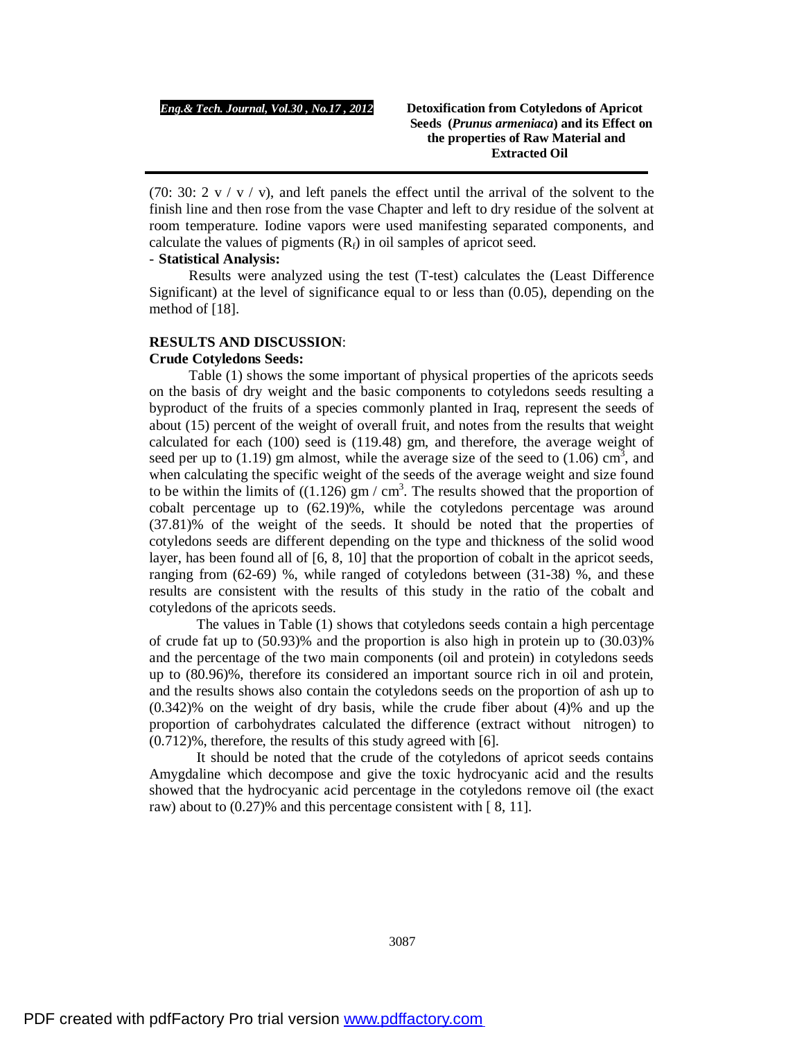(70: 30: 2 v / v / v), and left panels the effect until the arrival of the solvent to the finish line and then rose from the vase Chapter and left to dry residue of the solvent at room temperature. Iodine vapors were used manifesting separated components, and calculate the values of pigments ($R_f$) in oil samples of apricot seed.

- **Statistical Analysis:**

Results were analyzed using the test (T-test) calculates the (Least Difference Significant) at the level of significance equal to or less than (0.05), depending on the method of [18].

## RESULTS AND DISCUSSION:

### Crude Cotyledons Seeds:

Table (1) shows the some important of physical properties of the apricots seeds on the basis of dry weight and the basic components to cotyledons seeds resulting a byproduct of the fruits of a species commonly planted in Iraq, represent the seeds of about (15) percent of the weight of overall fruit, and notes from the results that weight calculated for each (100) seed is (119.48) gm, and therefore, the average weight of seed per up to (1.19) gm almost, while the average size of the seed to (1.06) $cm^3$, and when calculating the specific weight of the seeds of the average weight and size found to be within the limits of ((1.126) gm / $cm^3$. The results showed that the proportion of cobalt percentage up to (62.19)%, while the cotyledons percentage was around (37.81)% of the weight of the seeds. It should be noted that the properties of cotyledons seeds are different depending on the type and thickness of the solid wood layer, has been found all of [6, 8, 10] that the proportion of cobalt in the apricot seeds, ranging from (62-69) %, while ranged of cotyledons between (31-38) %, and these results are consistent with the results of this study in the ratio of the cobalt and cotyledons of the apricots seeds.

The values in Table (1) shows that cotyledons seeds contain a high percentage of crude fat up to (50.93)% and the proportion is also high in protein up to (30.03)% and the percentage of the two main components (oil and protein) in cotyledons seeds up to (80.96)%, therefore its considered an important source rich in oil and protein, and the results shows also contain the cotyledons seeds on the proportion of ash up to (0.342)% on the weight of dry basis, while the crude fiber about (4)% and up the proportion of carbohydrates calculated the difference (extract without nitrogen) to (0.712)%, therefore, the results of this study agreed with [6].

It should be noted that the crude of the cotyledons of apricot seeds contains Amygdaline which decompose and give the toxic hydrocyanic acid and the results showed that the hydrocyanic acid percentage in the cotyledons remove oil (the exact raw) about to (0.27)% and this percentage consistent with [ 8, 11].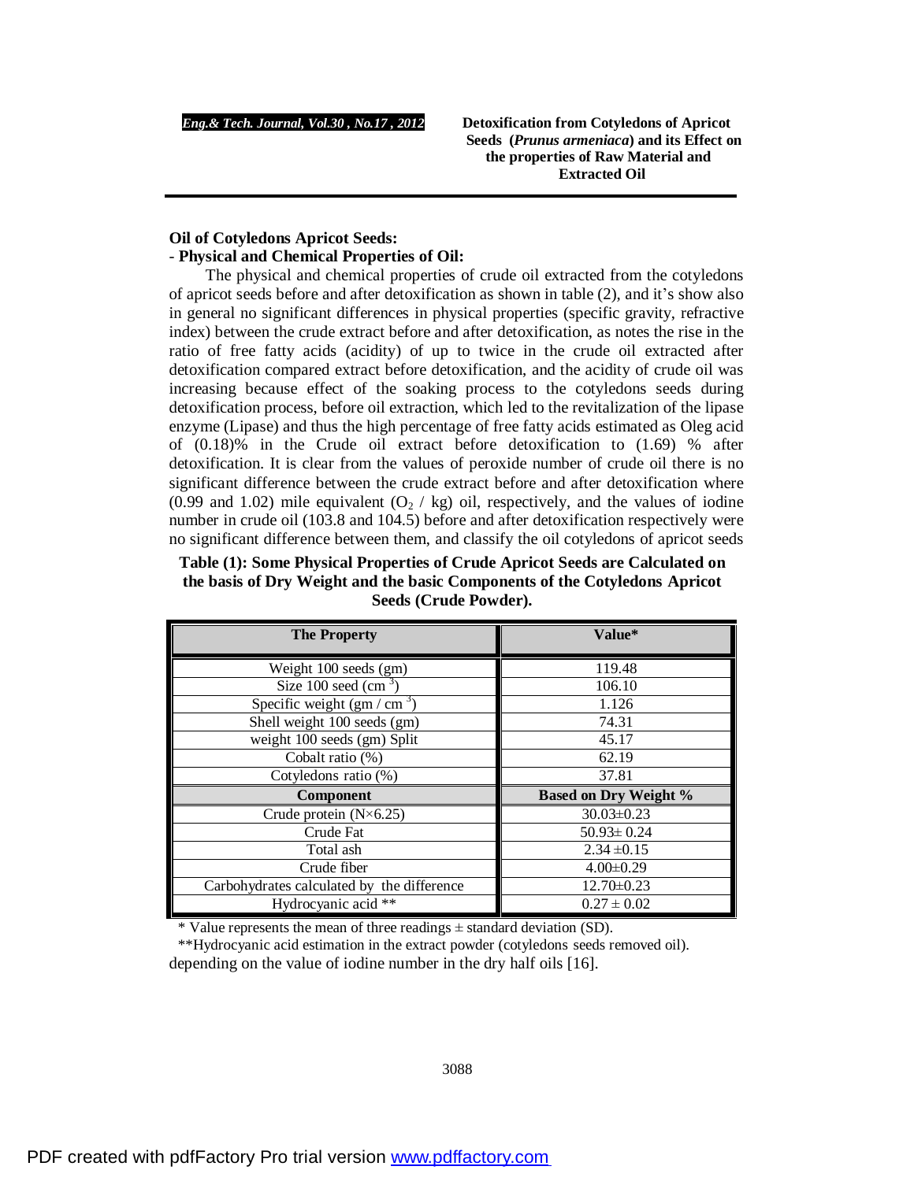### Oil of Cotyledons Apricot Seeds:

#### - Physical and Chemical Properties of Oil:

The physical and chemical properties of crude oil extracted from the cotyledons of apricot seeds before and after detoxification as shown in table (2), and it's show also in general no significant differences in physical properties (specific gravity, refractive index) between the crude extract before and after detoxification, as notes the rise in the ratio of free fatty acids (acidity) of up to twice in the crude oil extracted after detoxification compared extract before detoxification, and the acidity of crude oil was increasing because effect of the soaking process to the cotyledons seeds during detoxification process, before oil extraction, which led to the revitalization of the lipase enzyme (Lipase) and thus the high percentage of free fatty acids estimated as Oleg acid of (0.18)% in the Crude oil extract before detoxification to (1.69) % after detoxification. It is clear from the values of peroxide number of crude oil there is no significant difference between the crude extract before and after detoxification where (0.99 and 1.02) mile equivalent ($O_2$ / kg) oil, respectively, and the values of iodine number in crude oil (103.8 and 104.5) before and after detoxification respectively were no significant difference between them, and classify the oil cotyledons of apricot seeds depending on the value of iodine number in the dry half oils [16].

**Table (1): Some Physical Properties of Crude Apricot Seeds are Calculated on the basis of Dry Weight and the basic Components of the Cotyledons Apricot Seeds (Crude Powder).**

| The Property | Value* |
|---|---|
| Weight 100 seeds (gm) | 119.48 |
| Size 100 seed ($cm^3$) | 106.10 |
| Specific weight (gm / $cm^3$) | 1.126 |
| Shell weight 100 seeds (gm) | 74.31 |
| weight 100 seeds (gm) Split | 45.17 |
| Cobalt ratio (%) | 62.19 |
| Cotyledons ratio (%) | 37.81 |
| **Component** | **Based on Dry Weight %** |
| Crude protein (N×6.25) | 30.03±0.23 |
| Crude Fat | 50.93± 0.24 |
| Total ash | 2.34 ±0.15 |
| Crude fiber | 4.00±0.29 |
| Carbohydrates calculated by the difference | 12.70±0.23 |
| Hydrocyanic acid ** | 0.27 ± 0.02 |

\* Value represents the mean of three readings ± standard deviation (SD).

\*\*Hydrocyanic acid estimation in the extract powder (cotyledons seeds removed oil).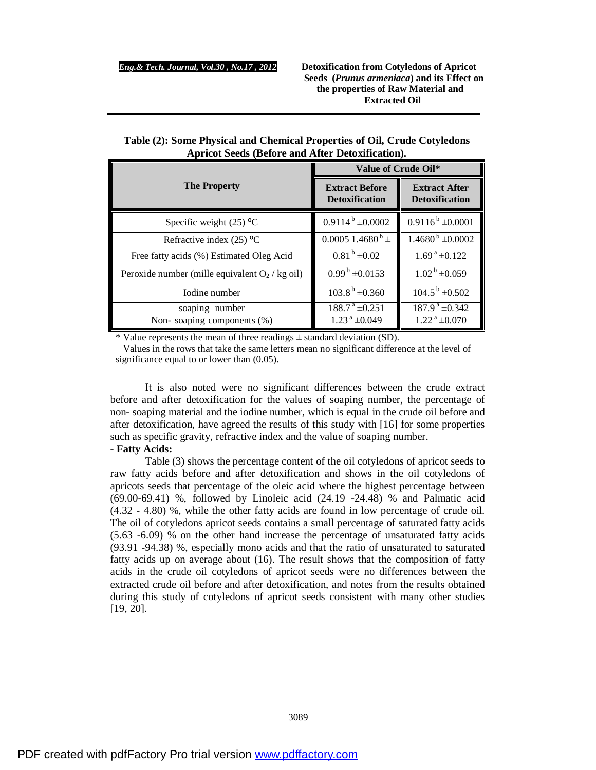**Table (2): Some Physical and Chemical Properties of Oil, Crude Cotyledons Apricot Seeds (Before and After Detoxification).**

| The Property | Value of Crude Oil* | |
|---|---|---|
| | Extract Before Detoxification | Extract After Detoxification |
| Specific weight (25) °C | $0.9114^{b} \pm 0.0002$ | $0.9116^{b} \pm 0.0001$ |
| Refractive index (25) °C | $0.0005\ 1.4680^{b} \pm$ | $1.4680^{b} \pm 0.0002$ |
| Free fatty acids (%) Estimated Oleg Acid | $0.81^{b} \pm 0.02$ | $1.69^{a} \pm 0.122$ |
| Peroxide number (mille equivalent $O_2$ / kg oil) | $0.99^{b} \pm 0.0153$ | $1.02^{b} \pm 0.059$ |
| Iodine number | $103.8^{b} \pm 0.360$ | $104.5^{b} \pm 0.502$ |
| soaping number | $188.7^{a} \pm 0.251$ | $187.9^{a} \pm 0.342$ |
| Non- soaping components (%) | $1.23^{a} \pm 0.049$ | $1.22^{a} \pm 0.070$ |

\* Value represents the mean of three readings ± standard deviation (SD).

Values in the rows that take the same letters mean no significant difference at the level of significance equal to or lower than (0.05).

It is also noted were no significant differences between the crude extract before and after detoxification for the values of soaping number, the percentage of non- soaping material and the iodine number, which is equal in the crude oil before and after detoxification, have agreed the results of this study with [16] for some properties such as specific gravity, refractive index and the value of soaping number.

**- Fatty Acids:**

Table (3) shows the percentage content of the oil cotyledons of apricot seeds to raw fatty acids before and after detoxification and shows in the oil cotyledons of apricots seeds that percentage of the oleic acid where the highest percentage between (69.00-69.41) %, followed by Linoleic acid (24.19 -24.48) % and Palmatic acid (4.32 - 4.80) %, while the other fatty acids are found in low percentage of crude oil. The oil of cotyledons apricot seeds contains a small percentage of saturated fatty acids (5.63 -6.09) % on the other hand increase the percentage of unsaturated fatty acids (93.91 -94.38) %, especially mono acids and that the ratio of unsaturated to saturated fatty acids up on average about (16). The result shows that the composition of fatty acids in the crude oil cotyledons of apricot seeds were no differences between the extracted crude oil before and after detoxification, and notes from the results obtained during this study of cotyledons of apricot seeds consistent with many other studies [19, 20].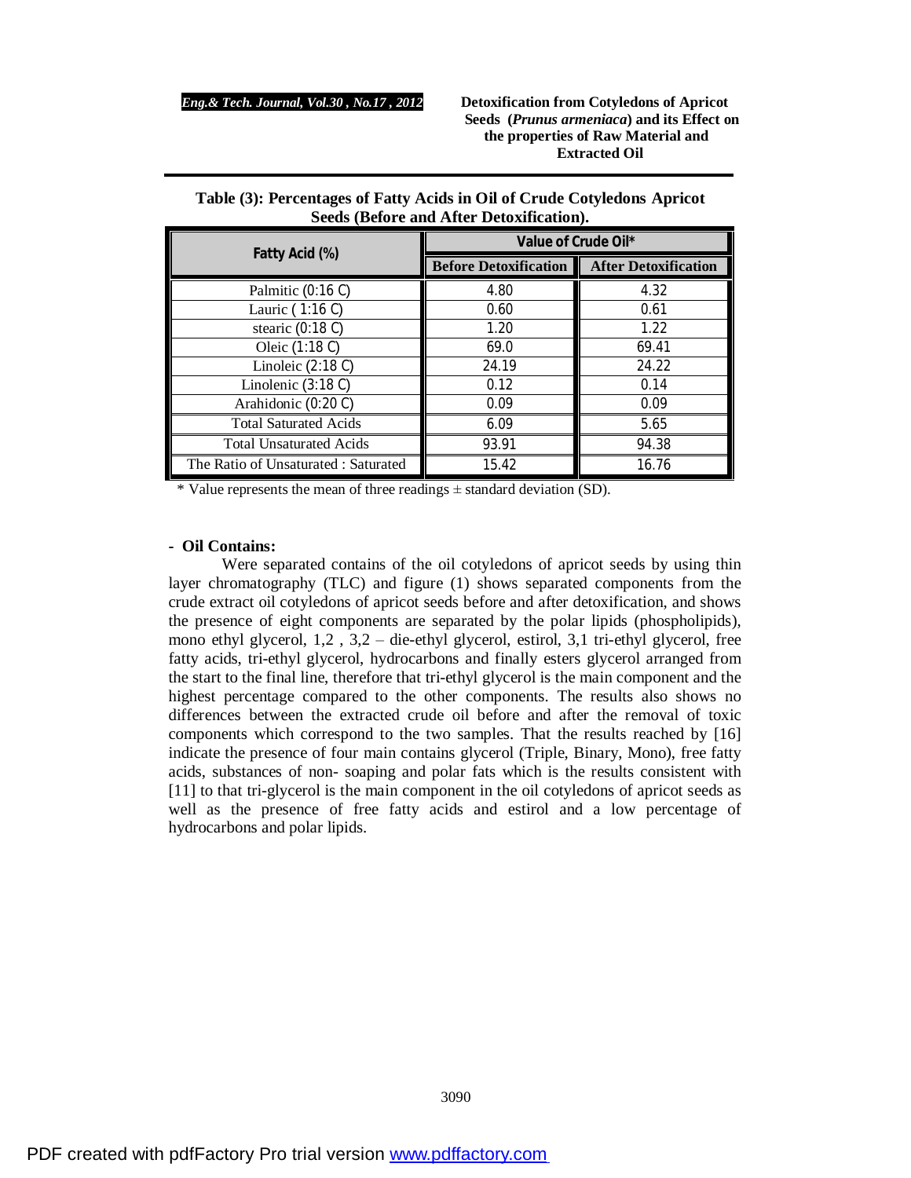**Table (3): Percentages of Fatty Acids in Oil of Crude Cotyledons Apricot Seeds (Before and After Detoxification).**

| Fatty Acid (%) | Value of Crude Oil* | |
|---|---|---|
| | Before Detoxification | After Detoxification |
| Palmitic (0:16 C) | 4.80 | 4.32 |
| Lauric ( 1:16 C) | 0.60 | 0.61 |
| stearic (0:18 C) | 1.20 | 1.22 |
| Oleic (1:18 C) | 69.0 | 69.41 |
| Linoleic (2:18 C) | 24.19 | 24.22 |
| Linolenic (3:18 C) | 0.12 | 0.14 |
| Arahidonic (0:20 C) | 0.09 | 0.09 |
| Total Saturated Acids | 6.09 | 5.65 |
| Total Unsaturated Acids | 93.91 | 94.38 |
| The Ratio of Unsaturated : Saturated | 15.42 | 16.76 |

* Value represents the mean of three readings ± standard deviation (SD).

### - Oil Contains:

Were separated contains of the oil cotyledons of apricot seeds by using thin layer chromatography (TLC) and figure (1) shows separated components from the crude extract oil cotyledons of apricot seeds before and after detoxification, and shows the presence of eight components are separated by the polar lipids (phospholipids), mono ethyl glycerol, 1,2 , 3,2 – die-ethyl glycerol, estirol, 3,1 tri-ethyl glycerol, free fatty acids, tri-ethyl glycerol, hydrocarbons and finally esters glycerol arranged from the start to the final line, therefore that tri-ethyl glycerol is the main component and the highest percentage compared to the other components. The results also shows no differences between the extracted crude oil before and after the removal of toxic components which correspond to the two samples. That the results reached by [16] indicate the presence of four main contains glycerol (Triple, Binary, Mono), free fatty acids, substances of non- soaping and polar fats which is the results consistent with [11] to that tri-glycerol is the main component in the oil cotyledons of apricot seeds as well as the presence of free fatty acids and estirol and a low percentage of hydrocarbons and polar lipids.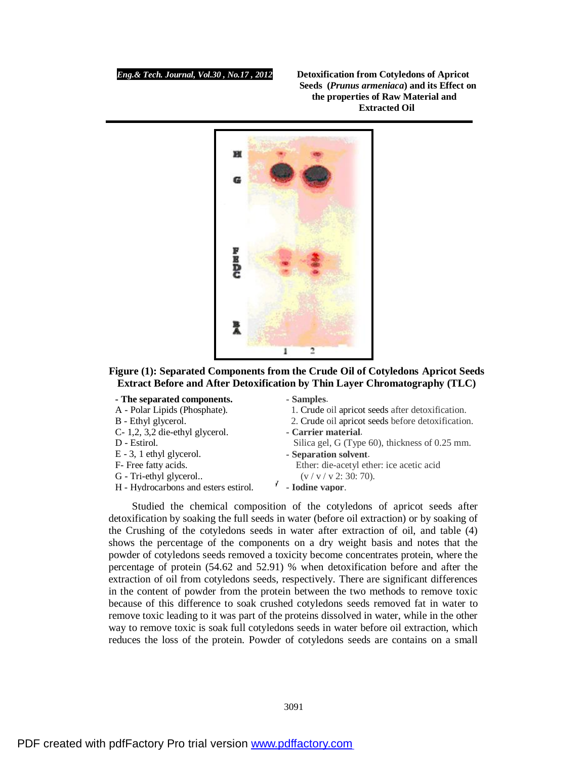**Figure (1): Separated Components from the Crude Oil of Cotyledons Apricot Seeds Extract Before and After Detoxification by Thin Layer Chromatography (TLC)**

**- The separated components.**

A - Polar Lipids (Phosphate).
B - Ethyl glycerol.
C- 1,2, 3,2 die-ethyl glycerol.
D - Estirol.
E - 3, 1 ethyl glycerol.
F- Free fatty acids.
G - Tri-ethyl glycerol..
H - Hydrocarbons and esters estirol.

**- Samples.**

1. Crude oil apricot seeds after detoxification.
2. Crude oil apricot seeds before detoxification.

**- Carrier material.**

Silica gel, G (Type 60), thickness of 0.25 mm.

**- Separation solvent.**

Ether: die-acetyl ether: ice acetic acid (v / v / v 2: 30: 70).

**- Iodine vapor.**

Studied the chemical composition of the cotyledons of apricot seeds after detoxification by soaking the full seeds in water (before oil extraction) or by soaking of the Crushing of the cotyledons seeds in water after extraction of oil, and table (4) shows the percentage of the components on a dry weight basis and notes that the powder of cotyledons seeds removed a toxicity become concentrates protein, where the percentage of protein (54.62 and 52.91) % when detoxification before and after the extraction of oil from cotyledons seeds, respectively. There are significant differences in the content of powder from the protein between the two methods to remove toxic because of this difference to soak crushed cotyledons seeds removed fat in water to remove toxic leading to it was part of the proteins dissolved in water, while in the other way to remove toxic is soak full cotyledons seeds in water before oil extraction, which reduces the loss of the protein. Powder of cotyledons seeds are contains on a small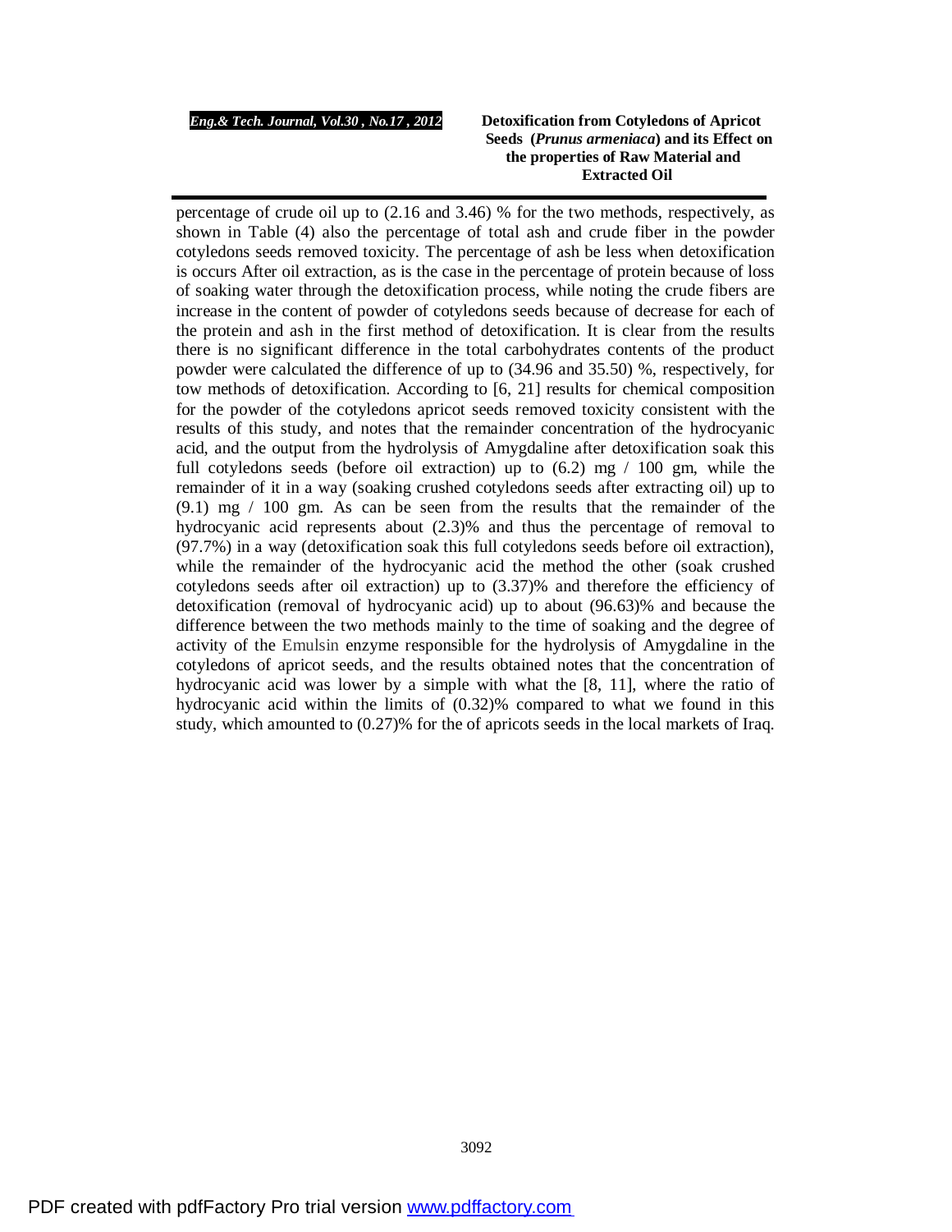percentage of crude oil up to (2.16 and 3.46) % for the two methods, respectively, as shown in Table (4) also the percentage of total ash and crude fiber in the powder cotyledons seeds removed toxicity. The percentage of ash be less when detoxification is occurs After oil extraction, as is the case in the percentage of protein because of loss of soaking water through the detoxification process, while noting the crude fibers are increase in the content of powder of cotyledons seeds because of decrease for each of the protein and ash in the first method of detoxification. It is clear from the results there is no significant difference in the total carbohydrates contents of the product powder were calculated the difference of up to (34.96 and 35.50) %, respectively, for tow methods of detoxification. According to [6, 21] results for chemical composition for the powder of the cotyledons apricot seeds removed toxicity consistent with the results of this study, and notes that the remainder concentration of the hydrocyanic acid, and the output from the hydrolysis of Amygdaline after detoxification soak this full cotyledons seeds (before oil extraction) up to (6.2) mg / 100 gm, while the remainder of it in a way (soaking crushed cotyledons seeds after extracting oil) up to (9.1) mg / 100 gm. As can be seen from the results that the remainder of the hydrocyanic acid represents about (2.3)% and thus the percentage of removal to (97.7%) in a way (detoxification soak this full cotyledons seeds before oil extraction), while the remainder of the hydrocyanic acid the method the other (soak crushed cotyledons seeds after oil extraction) up to (3.37)% and therefore the efficiency of detoxification (removal of hydrocyanic acid) up to about (96.63)% and because the difference between the two methods mainly to the time of soaking and the degree of activity of the Emulsin enzyme responsible for the hydrolysis of Amygdaline in the cotyledons of apricot seeds, and the results obtained notes that the concentration of hydrocyanic acid was lower by a simple with what the [8, 11], where the ratio of hydrocyanic acid within the limits of (0.32)% compared to what we found in this study, which amounted to (0.27)% for the of apricots seeds in the local markets of Iraq.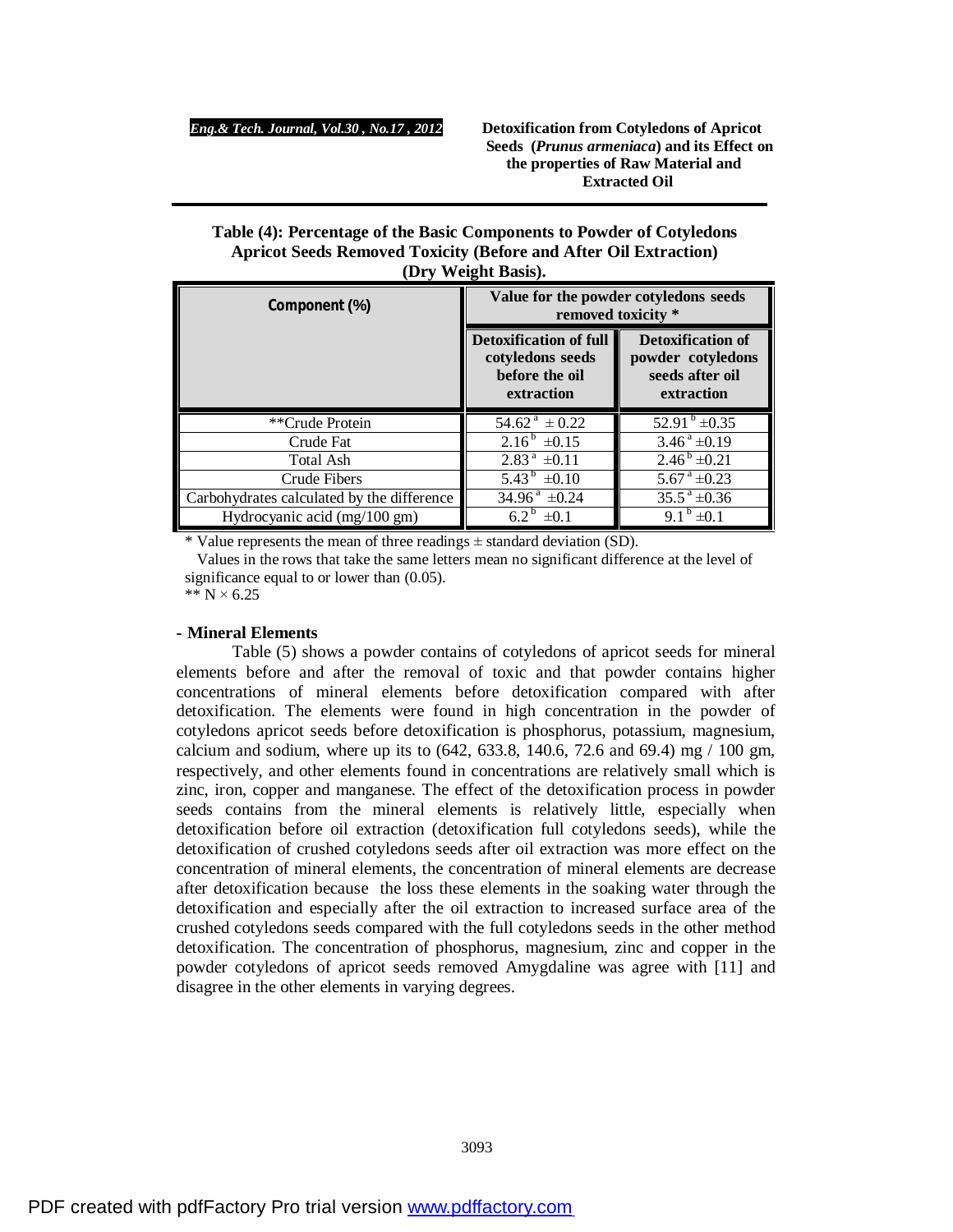**Table (4): Percentage of the Basic Components to Powder of Cotyledons Apricot Seeds Removed Toxicity (Before and After Oil Extraction) (Dry Weight Basis).**

| Component (%) | Value for the powder cotyledons seeds removed toxicity * | |
|---|---|---|
| | Detoxification of full cotyledons seeds before the oil extraction | Detoxification of powder cotyledons seeds after oil extraction |
| **Crude Protein | 54.62 [a] ± 0.22 | 52.91 [b] ±0.35 |
| Crude Fat | 2.16 [b] ±0.15 | 3.46 [a] ±0.19 |
| Total Ash | 2.83 [a] ±0.11 | 2.46 [b] ±0.21 |
| Crude Fibers | 5.43 [b] ±0.10 | 5.67 [a] ±0.23 |
| Carbohydrates calculated by the difference | 34.96 [a] ±0.24 | 35.5 [a] ±0.36 |
| Hydrocyanic acid (mg/100 gm) | 6.2 [b] ±0.1 | 9.1 [b] ±0.1 |

* Value represents the mean of three readings ± standard deviation (SD).
Values in the rows that take the same letters mean no significant difference at the level of significance equal to or lower than (0.05).
** N × 6.25

## - Mineral Elements

Table (5) shows a powder contains of cotyledons of apricot seeds for mineral elements before and after the removal of toxic and that powder contains higher concentrations of mineral elements before detoxification compared with after detoxification. The elements were found in high concentration in the powder of cotyledons apricot seeds before detoxification is phosphorus, potassium, magnesium, calcium and sodium, where up its to (642, 633.8, 140.6, 72.6 and 69.4) mg / 100 gm, respectively, and other elements found in concentrations are relatively small which is zinc, iron, copper and manganese. The effect of the detoxification process in powder seeds contains from the mineral elements is relatively little, especially when detoxification before oil extraction (detoxification full cotyledons seeds), while the detoxification of crushed cotyledons seeds after oil extraction was more effect on the concentration of mineral elements, the concentration of mineral elements are decrease after detoxification because the loss these elements in the soaking water through the detoxification and especially after the oil extraction to increased surface area of the crushed cotyledons seeds compared with the full cotyledons seeds in the other method detoxification. The concentration of phosphorus, magnesium, zinc and copper in the powder cotyledons of apricot seeds removed Amygdaline was agree with [11] and disagree in the other elements in varying degrees.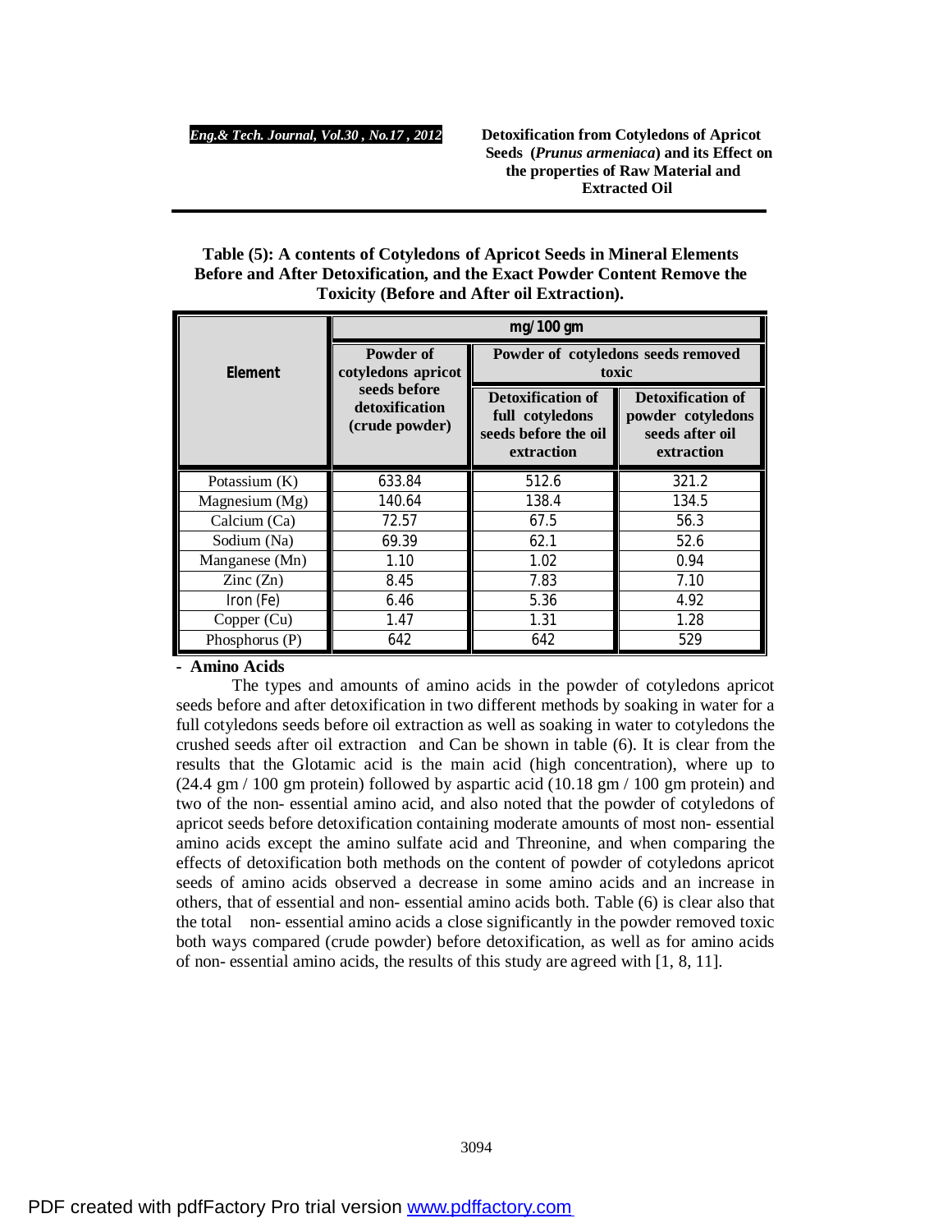**Table (5): A contents of Cotyledons of Apricot Seeds in Mineral Elements Before and After Detoxification, and the Exact Powder Content Remove the Toxicity (Before and After oil Extraction).**

| Element | mg/100 gm | | |
|---|---|---|---|
| | Powder of cotyledons apricot seeds before detoxification (crude powder) | Powder of cotyledons seeds removed toxic | |
| | | Detoxification of full cotyledons seeds before the oil extraction | Detoxification of powder cotyledons seeds after oil extraction |
| Potassium (K) | 633.84 | 512.6 | 321.2 |
| Magnesium (Mg) | 140.64 | 138.4 | 134.5 |
| Calcium (Ca) | 72.57 | 67.5 | 56.3 |
| Sodium (Na) | 69.39 | 62.1 | 52.6 |
| Manganese (Mn) | 1.10 | 1.02 | 0.94 |
| Zinc (Zn) | 8.45 | 7.83 | 7.10 |
| Iron (Fe) | 6.46 | 5.36 | 4.92 |
| Copper (Cu) | 1.47 | 1.31 | 1.28 |
| Phosphorus (P) | 642 | 642 | 529 |

**- Amino Acids**

The types and amounts of amino acids in the powder of cotyledons apricot seeds before and after detoxification in two different methods by soaking in water for a full cotyledons seeds before oil extraction as well as soaking in water to cotyledons the crushed seeds after oil extraction and Can be shown in table (6). It is clear from the results that the Glotamic acid is the main acid (high concentration), where up to (24.4 gm / 100 gm protein) followed by aspartic acid (10.18 gm / 100 gm protein) and two of the non- essential amino acid, and also noted that the powder of cotyledons of apricot seeds before detoxification containing moderate amounts of most non- essential amino acids except the amino sulfate acid and Threonine, and when comparing the effects of detoxification both methods on the content of powder of cotyledons apricot seeds of amino acids observed a decrease in some amino acids and an increase in others, that of essential and non- essential amino acids both. Table (6) is clear also that the total non- essential amino acids a close significantly in the powder removed toxic both ways compared (crude powder) before detoxification, as well as for amino acids of non- essential amino acids, the results of this study are agreed with [1, 8, 11].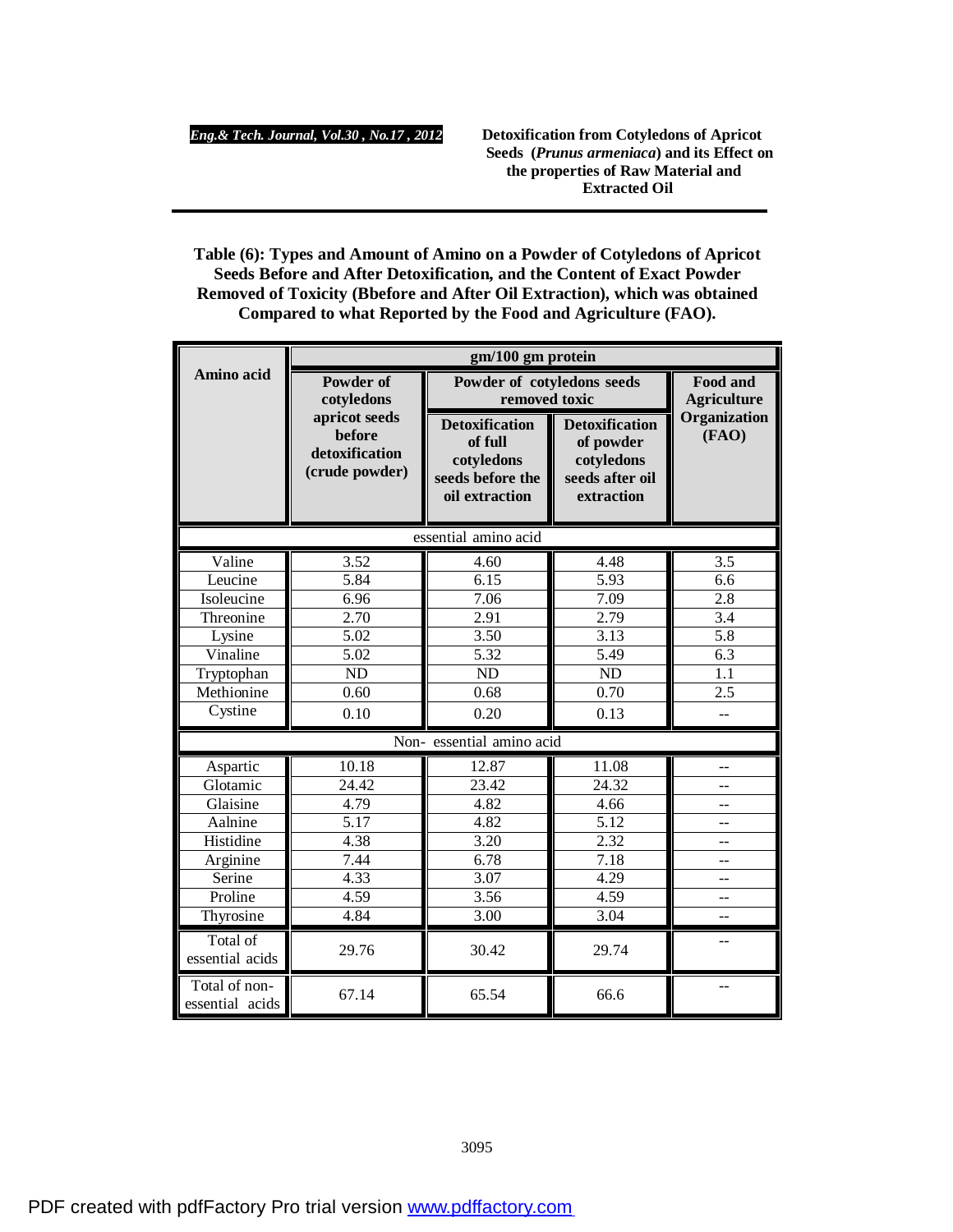**Table (6): Types and Amount of Amino on a Powder of Cotyledons of Apricot Seeds Before and After Detoxification, and the Content of Exact Powder Removed of Toxicity (Bbefore and After Oil Extraction), which was obtained Compared to what Reported by the Food and Agriculture (FAO).**

| Amino acid | gm/100 gm protein | | | |
|---|---|---|---|---|
| | Powder of cotyledons apricot seeds before detoxification (crude powder) | Powder of cotyledons seeds removed toxic | | Food and Agriculture Organization (FAO) |
| | | Detoxification of full cotyledons seeds before the oil extraction | Detoxification of powder cotyledons seeds after oil extraction | |
| essential amino acid | | | | |
| Valine | 3.52 | 4.60 | 4.48 | 3.5 |
| Leucine | 5.84 | 6.15 | 5.93 | 6.6 |
| Isoleucine | 6.96 | 7.06 | 7.09 | 2.8 |
| Threonine | 2.70 | 2.91 | 2.79 | 3.4 |
| Lysine | 5.02 | 3.50 | 3.13 | 5.8 |
| Vinaline | 5.02 | 5.32 | 5.49 | 6.3 |
| Tryptophan | ND | ND | ND | 1.1 |
| Methionine | 0.60 | 0.68 | 0.70 | 2.5 |
| Cystine | 0.10 | 0.20 | 0.13 | -- |
| Non- essential amino acid | | | | |
| Aspartic | 10.18 | 12.87 | 11.08 | -- |
| Glotamic | 24.42 | 23.42 | 24.32 | -- |
| Glaisine | 4.79 | 4.82 | 4.66 | -- |
| Aalnine | 5.17 | 4.82 | 5.12 | -- |
| Histidine | 4.38 | 3.20 | 2.32 | -- |
| Arginine | 7.44 | 6.78 | 7.18 | -- |
| Serine | 4.33 | 3.07 | 4.29 | -- |
| Proline | 4.59 | 3.56 | 4.59 | -- |
| Thyrosine | 4.84 | 3.00 | 3.04 | -- |
| Total of essential acids | 29.76 | 30.42 | 29.74 | -- |
| Total of non-essential acids | 67.14 | 65.54 | 66.6 | -- |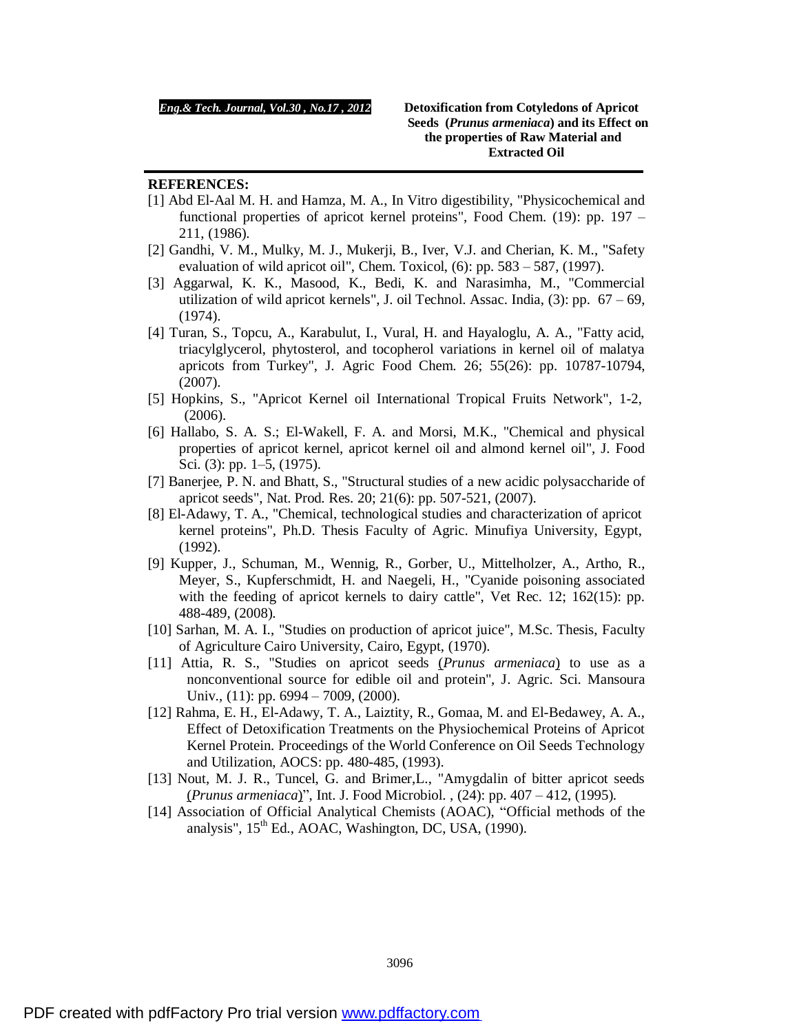## REFERENCES:

[1] Abd El-Aal M. H. and Hamza, M. A., In Vitro digestibility, "Physicochemical and functional properties of apricot kernel proteins", Food Chem. (19): pp. 197 – 211, (1986).

[2] Gandhi, V. M., Mulky, M. J., Mukerji, B., Iver, V.J. and Cherian, K. M., "Safety evaluation of wild apricot oil", Chem. Toxicol, (6): pp. 583 – 587, (1997).

[3] Aggarwal, K. K., Masood, K., Bedi, K. and Narasimha, M., "Commercial utilization of wild apricot kernels", J. oil Technol. Assac. India, (3): pp. 67 – 69, (1974).

[4] Turan, S., Topcu, A., Karabulut, I., Vural, H. and Hayaloglu, A. A., "Fatty acid, triacylglycerol, phytosterol, and tocopherol variations in kernel oil of malatya apricots from Turkey", J. Agric Food Chem. 26; 55(26): pp. 10787-10794, (2007).

[5] Hopkins, S., "Apricot Kernel oil International Tropical Fruits Network", 1-2, (2006).

[6] Hallabo, S. A. S.; El-Wakell, F. A. and Morsi, M.K., "Chemical and physical properties of apricot kernel, apricot kernel oil and almond kernel oil", J. Food Sci. (3): pp. 1–5, (1975).

[7] Banerjee, P. N. and Bhatt, S., "Structural studies of a new acidic polysaccharide of apricot seeds", Nat. Prod. Res. 20; 21(6): pp. 507-521, (2007).

[8] El-Adawy, T. A., "Chemical, technological studies and characterization of apricot kernel proteins", Ph.D. Thesis Faculty of Agric. Minufiya University, Egypt, (1992).

[9] Kupper, J., Schuman, M., Wennig, R., Gorber, U., Mittelholzer, A., Artho, R., Meyer, S., Kupferschmidt, H. and Naegeli, H., "Cyanide poisoning associated with the feeding of apricot kernels to dairy cattle", Vet Rec. 12; 162(15): pp. 488-489, (2008).

[10] Sarhan, M. A. I., "Studies on production of apricot juice", M.Sc. Thesis, Faculty of Agriculture Cairo University, Cairo, Egypt, (1970).

[11] Attia, R. S., "Studies on apricot seeds (*Prunus armeniaca*) to use as a nonconventional source for edible oil and protein", J. Agric. Sci. Mansoura Univ., (11): pp. 6994 – 7009, (2000).

[12] Rahma, E. H., El-Adawy, T. A., Laiztity, R., Gomaa, M. and El-Bedawey, A. A., Effect of Detoxification Treatments on the Physiochemical Proteins of Apricot Kernel Protein. Proceedings of the World Conference on Oil Seeds Technology and Utilization, AOCS: pp. 480-485, (1993).

[13] Nout, M. J. R., Tuncel, G. and Brimer,L., "Amygdalin of bitter apricot seeds (*Prunus armeniaca*)", Int. J. Food Microbiol. , (24): pp. 407 – 412, (1995).

[14] Association of Official Analytical Chemists (AOAC), "Official methods of the analysis", 15th Ed., AOAC, Washington, DC, USA, (1990).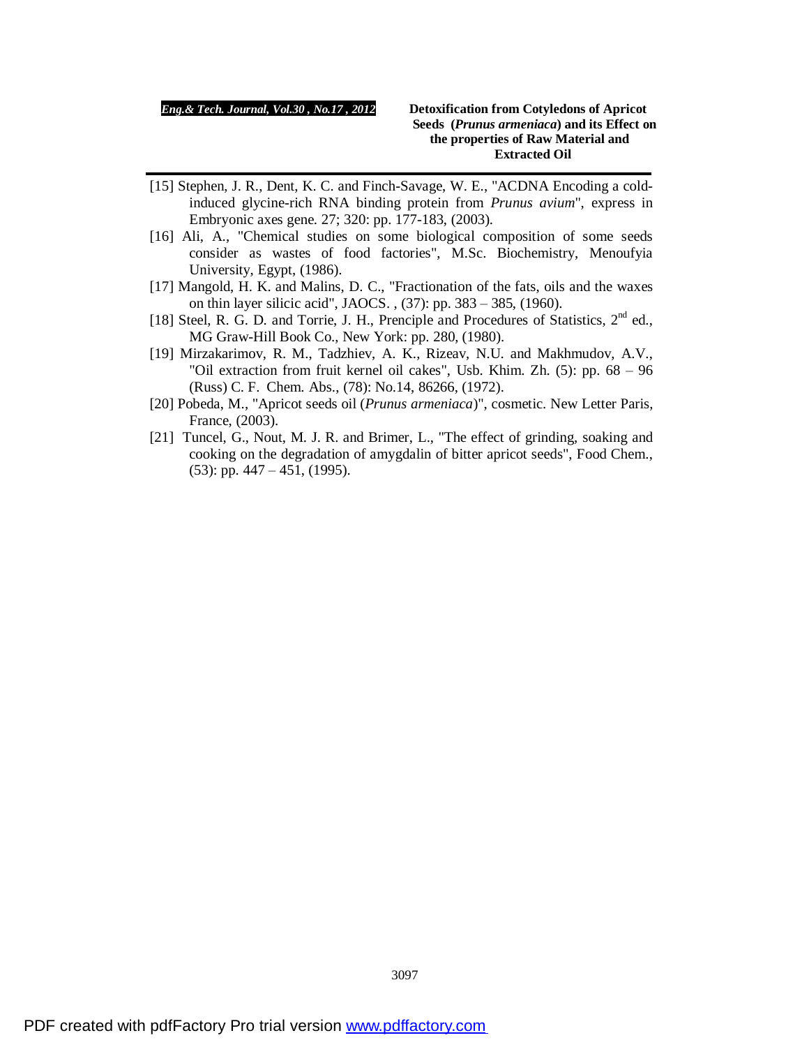[15] Stephen, J. R., Dent, K. C. and Finch-Savage, W. E., "ACDNA Encoding a cold-induced glycine-rich RNA binding protein from *Prunus avium*", express in Embryonic axes gene. 27; 320: pp. 177-183, (2003).

[16] Ali, A., "Chemical studies on some biological composition of some seeds consider as wastes of food factories", M.Sc. Biochemistry, Menoufyia University, Egypt, (1986).

[17] Mangold, H. K. and Malins, D. C., "Fractionation of the fats, oils and the waxes on thin layer silicic acid", JAOCS. , (37): pp. 383 – 385, (1960).

[18] Steel, R. G. D. and Torrie, J. H., Prenciple and Procedures of Statistics, 2nd ed., MG Graw-Hill Book Co., New York: pp. 280, (1980).

[19] Mirzakarimov, R. M., Tadzhiev, A. K., Rizeav, N.U. and Makhmudov, A.V., "Oil extraction from fruit kernel oil cakes", Usb. Khim. Zh. (5): pp. 68 – 96 (Russ) C. F. Chem. Abs., (78): No.14, 86266, (1972).

[20] Pobeda, M., "Apricot seeds oil (*Prunus armeniaca*)", cosmetic. New Letter Paris, France, (2003).

[21] Tuncel, G., Nout, M. J. R. and Brimer, L., "The effect of grinding, soaking and cooking on the degradation of amygdalin of bitter apricot seeds", Food Chem., (53): pp. 447 – 451, (1995).